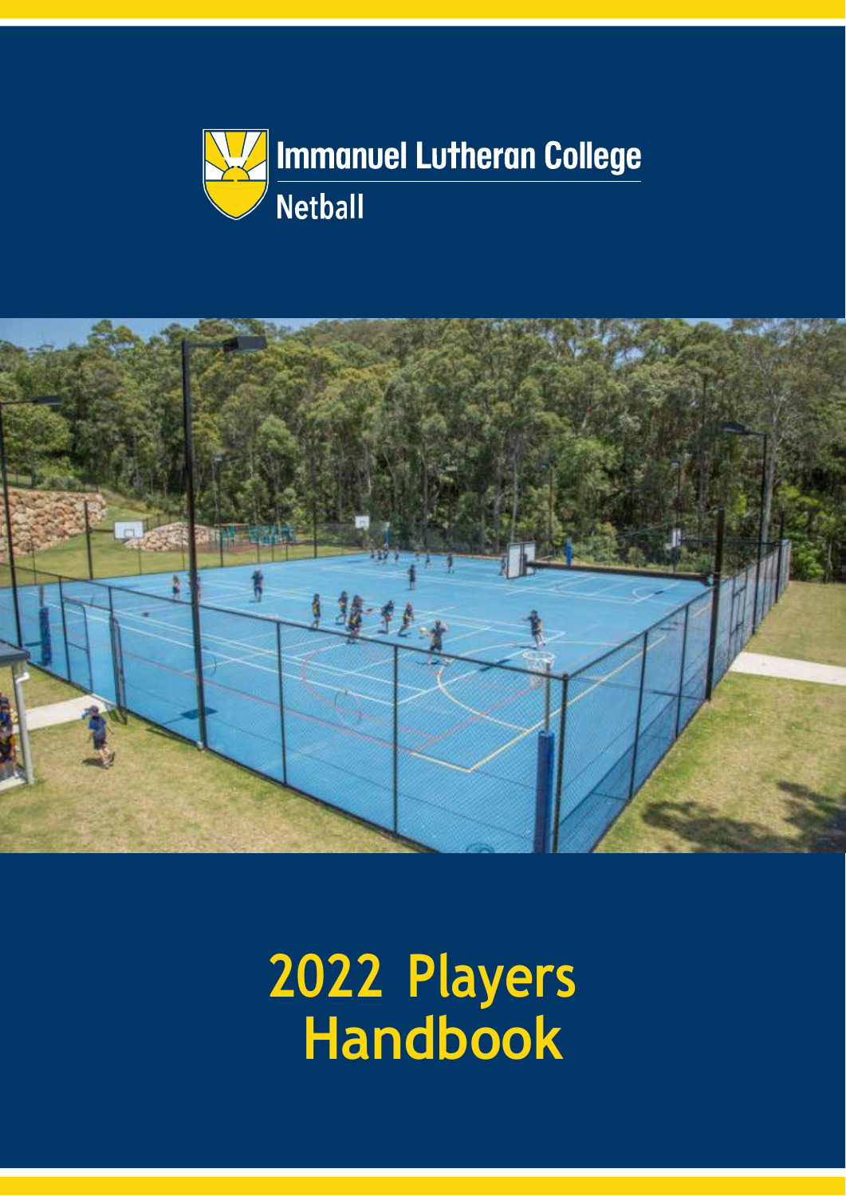# Immanuel Lutheran College

## Netball

# 2022 Players Handbook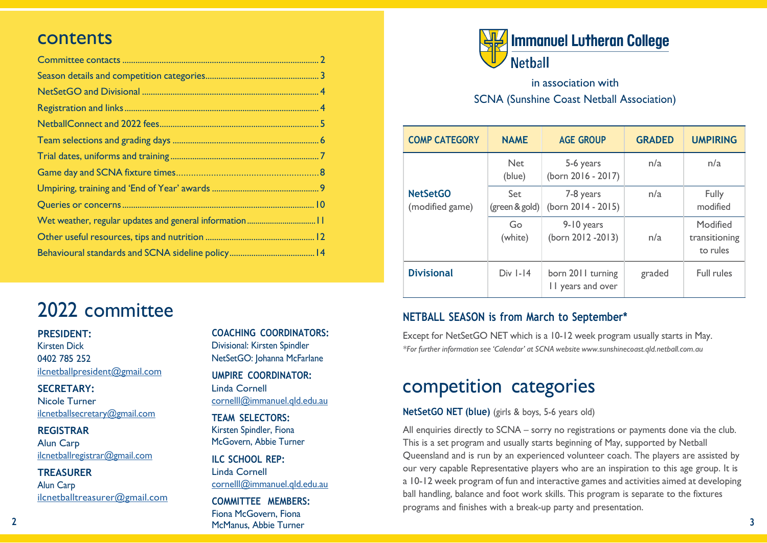# contents

- Committee contacts ........ 2
- Season details and competition categories ........ 3
- NetSetGO and Divisional ........ 4
- Registration and links ........ 4
- NetballConnect and 2022 fees ........ 5
- Team selections and grading days ........ 6
- Trial dates, uniforms and training ........ 7
- Game day and SCNA fixture times ........ 8
- Umpiring, training and 'End of Year' awards ........ 9
- Queries or concerns ........ 10
- Wet weather, regular updates and general information ........ 11
- Other useful resources, tips and nutrition ........ 12
- Behavioural standards and SCNA sideline policy ........ 14

# 2022 committee

**PRESIDENT:**
Kirsten Dick
0402 785 252
ilcnetballpresident@gmail.com

**SECRETARY:**
Nicole Turner
ilcnetballsecretary@gmail.com

**REGISTRAR**
Alun Carp
ilcnetballregistrar@gmail.com

**TREASURER**
Alun Carp
ilcnetballtreasurer@gmail.com

**COACHING COORDINATORS:**
Divisional: Kirsten Spindler
NetSetGO: Johanna McFarlane

**UMPIRE COORDINATOR:**
Linda Cornell
cornelll@immanuel.qld.edu.au

**TEAM SELECTORS:**
Kirsten Spindler, Fiona McGovern, Abbie Turner

**ILC SCHOOL REP:**
Linda Cornell
cornelll@immanuel.qld.edu.au

**COMMITTEE MEMBERS:**
Fiona McGovern, Fiona McManus, Abbie Turner

**Immanuel Lutheran College Netball**

in association with
SCNA (Sunshine Coast Netball Association)

| COMP CATEGORY | NAME | AGE GROUP | GRADED | UMPIRING |
|---|---|---|---|---|
| **NetSetGO** (modified game) | Net (blue) | 5-6 years (born 2016 - 2017) | n/a | n/a |
| | Set (green & gold) | 7-8 years (born 2014 - 2015) | n/a | Fully modified |
| | Go (white) | 9-10 years (born 2012 -2013) | n/a | Modified transitioning to rules |
| **Divisional** | Div 1-14 | born 2011 turning 11 years and over | graded | Full rules |

## NETBALL SEASON is from March to September*

Except for NetSetGO NET which is a 10-12 week program usually starts in May.

*\*For further information see 'Calendar' at SCNA website www.sunshinecoast.qld.netball.com.au*

# competition categories

**NetSetGO NET (blue)** (girls & boys, 5-6 years old)

All enquiries directly to SCNA – sorry no registrations or payments done via the club. This is a set program and usually starts beginning of May, supported by Netball Queensland and is run by an experienced volunteer coach. The players are assisted by our very capable Representative players who are an inspiration to this age group. It is a 10-12 week program of fun and interactive games and activities aimed at developing ball handling, balance and foot work skills. This program is separate to the fixtures programs and finishes with a break-up party and presentation.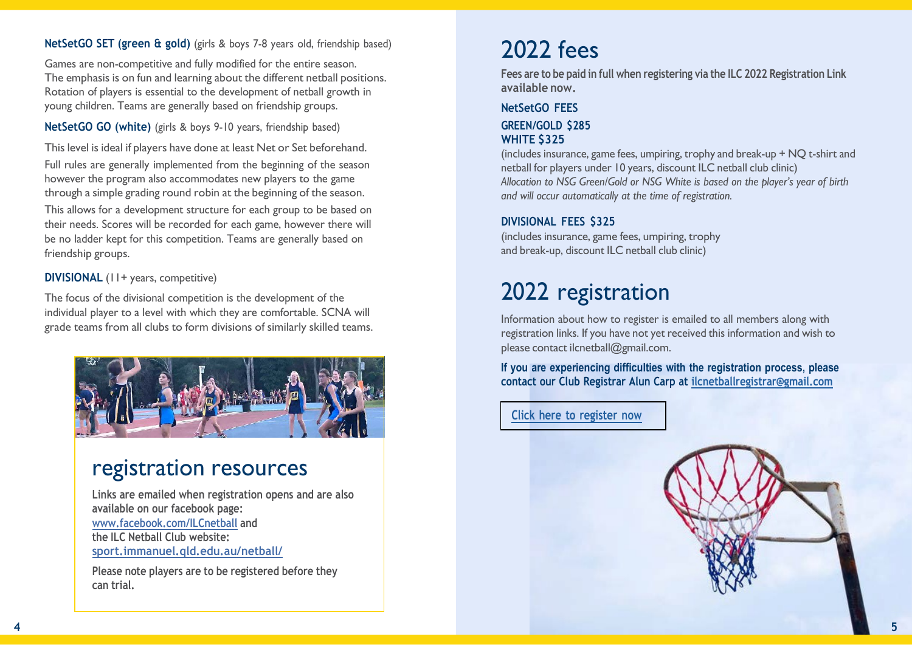**NetSetGO SET (green & gold)** (girls & boys 7-8 years old, friendship based)

Games are non-competitive and fully modified for the entire season. The emphasis is on fun and learning about the different netball positions. Rotation of players is essential to the development of netball growth in young children. Teams are generally based on friendship groups.

**NetSetGO GO (white)** (girls & boys 9-10 years, friendship based)

This level is ideal if players have done at least Net or Set beforehand. Full rules are generally implemented from the beginning of the season however the program also accommodates new players to the game through a simple grading round robin at the beginning of the season. This allows for a development structure for each group to be based on their needs. Scores will be recorded for each game, however there will be no ladder kept for this competition. Teams are generally based on friendship groups.

**DIVISIONAL** (11+ years, competitive)

The focus of the divisional competition is the development of the individual player to a level with which they are comfortable. SCNA will grade teams from all clubs to form divisions of similarly skilled teams.

## registration resources

Links are emailed when registration opens and are also available on our facebook page: www.facebook.com/ILCnetball and the ILC Netball Club website: sport.immanuel.qld.edu.au/netball/

Please note players are to be registered before they can trial.

# 2022 fees

**Fees are to be paid in full when registering via the ILC 2022 Registration Link available now.**

**NetSetGO FEES**

**GREEN/GOLD $285**
**WHITE $325**

(includes insurance, game fees, umpiring, trophy and break-up + NQ t-shirt and netball for players under 10 years, discount ILC netball club clinic)
*Allocation to NSG Green/Gold or NSG White is based on the player's year of birth and will occur automatically at the time of registration.*

**DIVISIONAL FEES $325**
(includes insurance, game fees, umpiring, trophy and break-up, discount ILC netball club clinic)

# 2022 registration

Information about how to register is emailed to all members along with registration links. If you have not yet received this information and wish to please contact ilcnetball@gmail.com.

**If you are experiencing difficulties with the registration process, please contact our Club Registrar Alun Carp at ilcnetballregistrar@gmail.com**

Click here to register now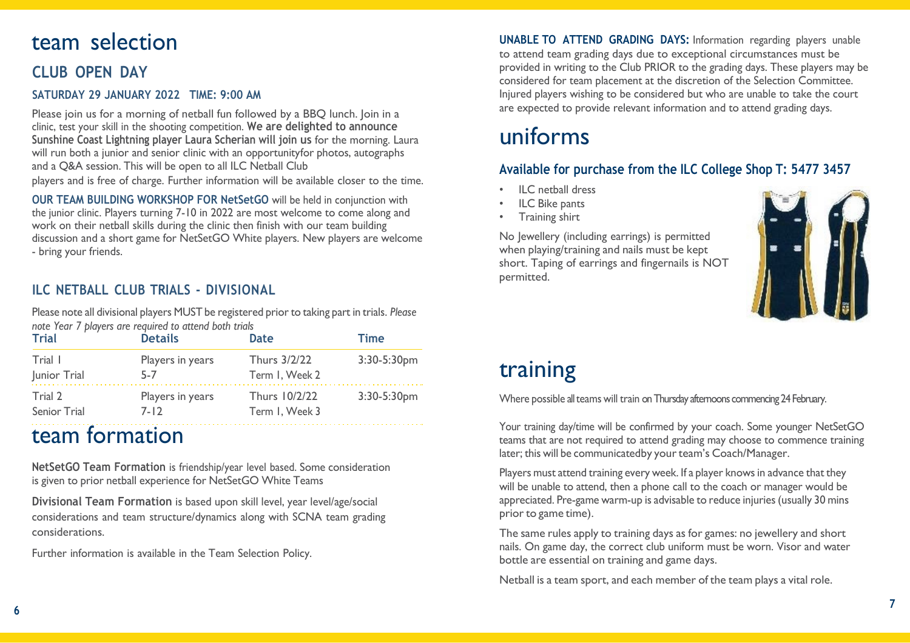# team selection

## CLUB OPEN DAY

### SATURDAY 29 JANUARY 2022 TIME: 9:00 AM

Please join us for a morning of netball fun followed by a BBQ lunch. Join in a clinic, test your skill in the shooting competition. **We are delighted to announce Sunshine Coast Lightning player Laura Scherian will join us** for the morning. Laura will run both a junior and senior clinic with an opportunityfor photos, autographs and a Q&A session. This will be open to all ILC Netball Club players and is free of charge. Further information will be available closer to the time.

**OUR TEAM BUILDING WORKSHOP FOR NetSetGO** will be held in conjunction with the junior clinic. Players turning 7-10 in 2022 are most welcome to come along and work on their netball skills during the clinic then finish with our team building discussion and a short game for NetSetGO White players. New players are welcome - bring your friends.

## ILC NETBALL CLUB TRIALS - DIVISIONAL

Please note all divisional players MUST be registered prior to taking part in trials. *Please note Year 7 players are required to attend both trials*

| Trial | Details | Date | Time |
|---|---|---|---|
| Trial 1 Junior Trial | Players in years 5-7 | Thurs 3/2/22 Term 1, Week 2 | 3:30-5:30pm |
| Trial 2 Senior Trial | Players in years 7-12 | Thurs 10/2/22 Term 1, Week 3 | 3:30-5:30pm |

# team formation

**NetSetGO Team Formation** is friendship/year level based. Some consideration is given to prior netball experience for NetSetGO White Teams

**Divisional Team Formation** is based upon skill level, year level/age/social considerations and team structure/dynamics along with SCNA team grading considerations.

Further information is available in the Team Selection Policy.

**UNABLE TO ATTEND GRADING DAYS:** Information regarding players unable to attend team grading days due to exceptional circumstances must be provided in writing to the Club PRIOR to the grading days. These players may be considered for team placement at the discretion of the Selection Committee. Injured players wishing to be considered but who are unable to take the court are expected to provide relevant information and to attend grading days.

# uniforms

## Available for purchase from the ILC College Shop T: 5477 3457

- ILC netball dress
- ILC Bike pants
- Training shirt

No Jewellery (including earrings) is permitted when playing/training and nails must be kept short. Taping of earrings and fingernails is NOT permitted.

# training

Where possible all teams will train on Thursday afternoons commencing 24 February.

Your training day/time will be confirmed by your coach. Some younger NetSetGO teams that are not required to attend grading may choose to commence training later; this will be communicatedby your team's Coach/Manager.

Players must attend training every week. If a player knows in advance that they will be unable to attend, then a phone call to the coach or manager would be appreciated. Pre-game warm-up is advisable to reduce injuries (usually 30 mins prior to game time).

The same rules apply to training days as for games: no jewellery and short nails. On game day, the correct club uniform must be worn. Visor and water bottle are essential on training and game days.

Netball is a team sport, and each member of the team plays a vital role.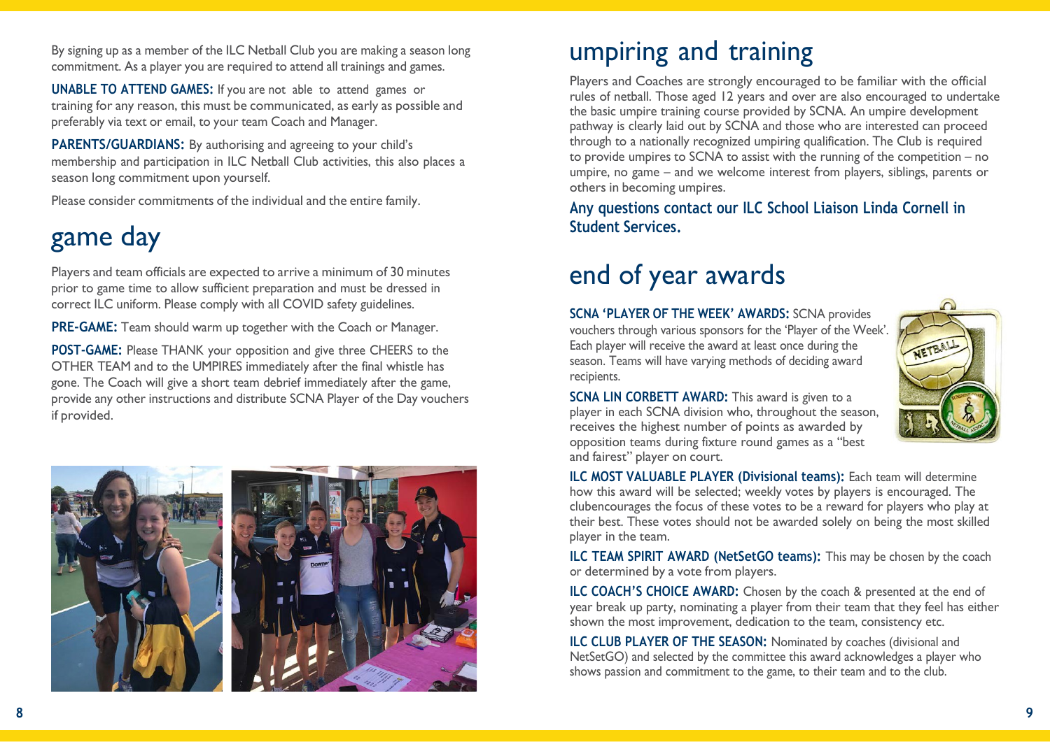By signing up as a member of the ILC Netball Club you are making a season long commitment. As a player you are required to attend all trainings and games.

**UNABLE TO ATTEND GAMES:** If you are not able to attend games or training for any reason, this must be communicated, as early as possible and preferably via text or email, to your team Coach and Manager.

**PARENTS/GUARDIANS:** By authorising and agreeing to your child's membership and participation in ILC Netball Club activities, this also places a season long commitment upon yourself.

Please consider commitments of the individual and the entire family.

# game day

Players and team officials are expected to arrive a minimum of 30 minutes prior to game time to allow sufficient preparation and must be dressed in correct ILC uniform. Please comply with all COVID safety guidelines.

**PRE-GAME:** Team should warm up together with the Coach or Manager.

**POST-GAME:** Please THANK your opposition and give three CHEERS to the OTHER TEAM and to the UMPIRES immediately after the final whistle has gone. The Coach will give a short team debrief immediately after the game, provide any other instructions and distribute SCNA Player of the Day vouchers if provided.

# umpiring and training

Players and Coaches are strongly encouraged to be familiar with the official rules of netball. Those aged 12 years and over are also encouraged to undertake the basic umpire training course provided by SCNA. An umpire development pathway is clearly laid out by SCNA and those who are interested can proceed through to a nationally recognized umpiring qualification. The Club is required to provide umpires to SCNA to assist with the running of the competition – no umpire, no game – and we welcome interest from players, siblings, parents or others in becoming umpires.

**Any questions contact our ILC School Liaison Linda Cornell in Student Services.**

# end of year awards

**SCNA 'PLAYER OF THE WEEK' AWARDS:** SCNA provides vouchers through various sponsors for the 'Player of the Week'. Each player will receive the award at least once during the season. Teams will have varying methods of deciding award recipients.

**SCNA LIN CORBETT AWARD:** This award is given to a player in each SCNA division who, throughout the season, receives the highest number of points as awarded by opposition teams during fixture round games as a "best and fairest" player on court.

**ILC MOST VALUABLE PLAYER (Divisional teams):** Each team will determine how this award will be selected; weekly votes by players is encouraged. The clubencourages the focus of these votes to be a reward for players who play at their best. These votes should not be awarded solely on being the most skilled player in the team.

**ILC TEAM SPIRIT AWARD (NetSetGO teams):** This may be chosen by the coach or determined by a vote from players.

**ILC COACH'S CHOICE AWARD:** Chosen by the coach & presented at the end of year break up party, nominating a player from their team that they feel has either shown the most improvement, dedication to the team, consistency etc.

**ILC CLUB PLAYER OF THE SEASON:** Nominated by coaches (divisional and NetSetGO) and selected by the committee this award acknowledges a player who shows passion and commitment to the game, to their team and to the club.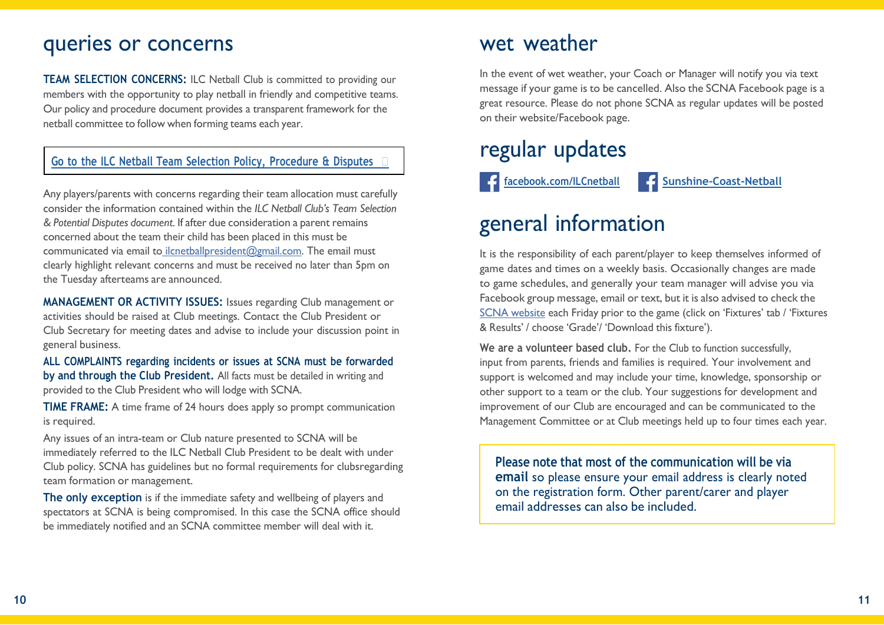# queries or concerns

**TEAM SELECTION CONCERNS:** ILC Netball Club is committed to providing our members with the opportunity to play netball in friendly and competitive teams. Our policy and procedure document provides a transparent framework for the netball committee to follow when forming teams each year.

Go to the ILC Netball Team Selection Policy, Procedure & Disputes

Any players/parents with concerns regarding their team allocation must carefully consider the information contained within the *ILC Netball Club's Team Selection & Potential Disputes document*. If after due consideration a parent remains concerned about the team their child has been placed in this must be communicated via email to ilcnetballpresident@gmail.com. The email must clearly highlight relevant concerns and must be received no later than 5pm on the Tuesday afterteams are announced.

**MANAGEMENT OR ACTIVITY ISSUES:** Issues regarding Club management or activities should be raised at Club meetings. Contact the Club President or Club Secretary for meeting dates and advise to include your discussion point in general business.

**ALL COMPLAINTS regarding incidents or issues at SCNA must be forwarded by and through the Club President.** All facts must be detailed in writing and provided to the Club President who will lodge with SCNA.

**TIME FRAME:** A time frame of 24 hours does apply so prompt communication is required.

Any issues of an intra-team or Club nature presented to SCNA will be immediately referred to the ILC Netball Club President to be dealt with under Club policy. SCNA has guidelines but no formal requirements for clubsregarding team formation or management.

**The only exception** is if the immediate safety and wellbeing of players and spectators at SCNA is being compromised. In this case the SCNA office should be immediately notified and an SCNA committee member will deal with it.

# wet weather

In the event of wet weather, your Coach or Manager will notify you via text message if your game is to be cancelled. Also the SCNA Facebook page is a great resource. Please do not phone SCNA as regular updates will be posted on their website/Facebook page.

# regular updates

facebook.com/ILCnetball

Sunshine-Coast-Netball

# general information

It is the responsibility of each parent/player to keep themselves informed of game dates and times on a weekly basis. Occasionally changes are made to game schedules, and generally your team manager will advise you via Facebook group message, email or text, but it is also advised to check the SCNA website each Friday prior to the game (click on 'Fixtures' tab / 'Fixtures & Results' / choose 'Grade'/ 'Download this fixture').

**We are a volunteer based club.** For the Club to function successfully, input from parents, friends and families is required. Your involvement and support is welcomed and may include your time, knowledge, sponsorship or other support to a team or the club. Your suggestions for development and improvement of our Club are encouraged and can be communicated to the Management Committee or at Club meetings held up to four times each year.

**Please note that most of the communication will be via email** so please ensure your email address is clearly noted on the registration form. Other parent/carer and player email addresses can also be included.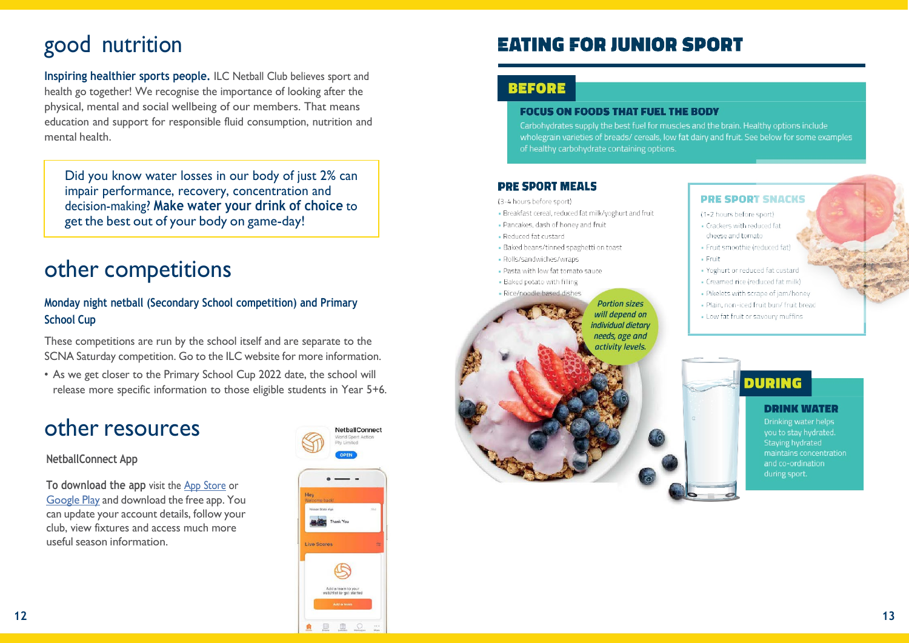# good nutrition

**Inspiring healthier sports people.** ILC Netball Club believes sport and health go together! We recognise the importance of looking after the physical, mental and social wellbeing of our members. That means education and support for responsible fluid consumption, nutrition and mental health.

Did you know water losses in our body of just 2% can impair performance, recovery, concentration and decision-making? **Make water your drink of choice** to get the best out of your body on game-day!

# other competitions

## Monday night netball (Secondary School competition) and Primary School Cup

These competitions are run by the school itself and are separate to the SCNA Saturday competition. Go to the ILC website for more information.

- As we get closer to the Primary School Cup 2022 date, the school will release more specific information to those eligible students in Year 5+6.

# other resources

## NetballConnect App

**To download the app** visit the App Store or Google Play and download the free app. You can update your account details, follow your club, view fixtures and access much more useful season information.

# EATING FOR JUNIOR SPORT

## BEFORE

### FOCUS ON FOODS THAT FUEL THE BODY

Carbohydrates supply the best fuel for muscles and the brain. Healthy options include wholegrain varieties of breads/ cereals, low fat dairy and fruit. See below for some examples of healthy carbohydrate containing options.

### PRE SPORT MEALS

(3-4 hours before sport)

- Breakfast cereal, reduced fat milk/yoghurt and fruit
- Pancakes, dash of honey and fruit
- Reduced fat custard
- Baked beans/tinned spaghetti on toast
- Rolls/sandwiches/wraps
- Pasta with low fat tomato sauce
- Baked potato with filling
- Rice/noodle based dishes

*Portion sizes will depend on individual dietary needs, age and activity levels.*

### PRE SPORT SNACKS

(1-2 hours before sport)

- Crackers with reduced fat cheese and tomato
- Fruit smoothie (reduced fat)
- Fruit
- Yoghurt or reduced fat custard
- Creamed rice (reduced fat milk)
- Pikelets with scrape of jam/honey
- Plain, non-iced fruit bun/ fruit bread
- Low fat fruit or savoury muffins

## DURING

### DRINK WATER

Drinking water helps you to stay hydrated. Staying hydrated maintains concentration and co-ordination during sport.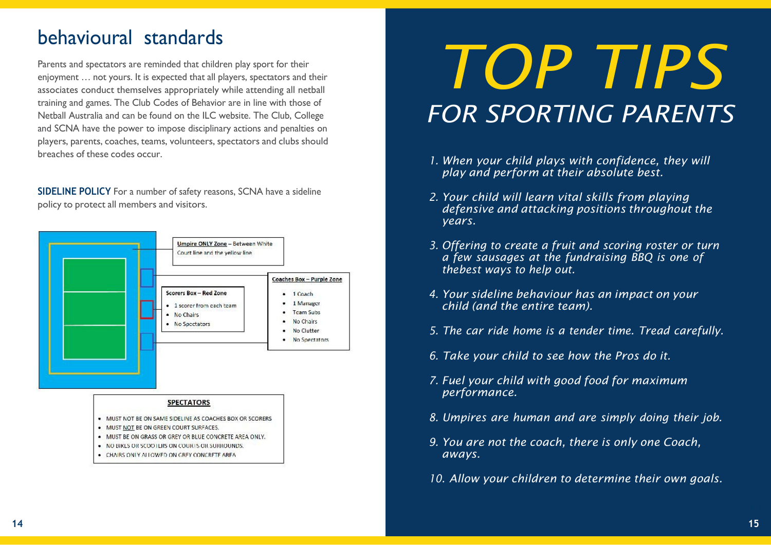## behavioural standards

Parents and spectators are reminded that children play sport for their enjoyment … not yours. It is expected that all players, spectators and their associates conduct themselves appropriately while attending all netball training and games. The Club Codes of Behavior are in line with those of Netball Australia and can be found on the ILC website. The Club, College and SCNA have the power to impose disciplinary actions and penalties on players, parents, coaches, teams, volunteers, spectators and clubs should breaches of these codes occur.

**SIDELINE POLICY** For a number of safety reasons, SCNA have a sideline policy to protect all members and visitors.

**Umpire ONLY Zone** – Between White Court line and the yellow line

**Scorers Box – Red Zone**

- 1 scorer from each team
- No Chairs
- No Spectators

**Coaches Box – Purple Zone**

- 1 Coach
- 1 Manager
- Team Subs
- No Chairs
- No Clutter
- No Spectators

**SPECTATORS**

- MUST NOT BE ON SAME SIDELINE AS COACHES BOX OR SCORERS
- MUST NOT BE ON GREEN COURT SURFACES.
- MUST BE ON GRASS OR GREY OR BLUE CONCRETE AREA ONLY.
- NO BIKES OR SCOOTERS ON COURTS OR SURROUNDS.
- CHAIRS ONLY ALLOWED ON GREY CONCRETE AREA

# TOP TIPS

## FOR SPORTING PARENTS

1. *When your child plays with confidence, they will play and perform at their absolute best.*
2. *Your child will learn vital skills from playing defensive and attacking positions throughout the years.*
3. *Offering to create a fruit and scoring roster or turn a few sausages at the fundraising BBQ is one of thebest ways to help out.*
4. *Your sideline behaviour has an impact on your child (and the entire team).*
5. *The car ride home is a tender time. Tread carefully.*
6. *Take your child to see how the Pros do it.*
7. *Fuel your child with good food for maximum performance.*
8. *Umpires are human and are simply doing their job.*
9. *You are not the coach, there is only one Coach, aways.*
10. *Allow your children to determine their own goals.*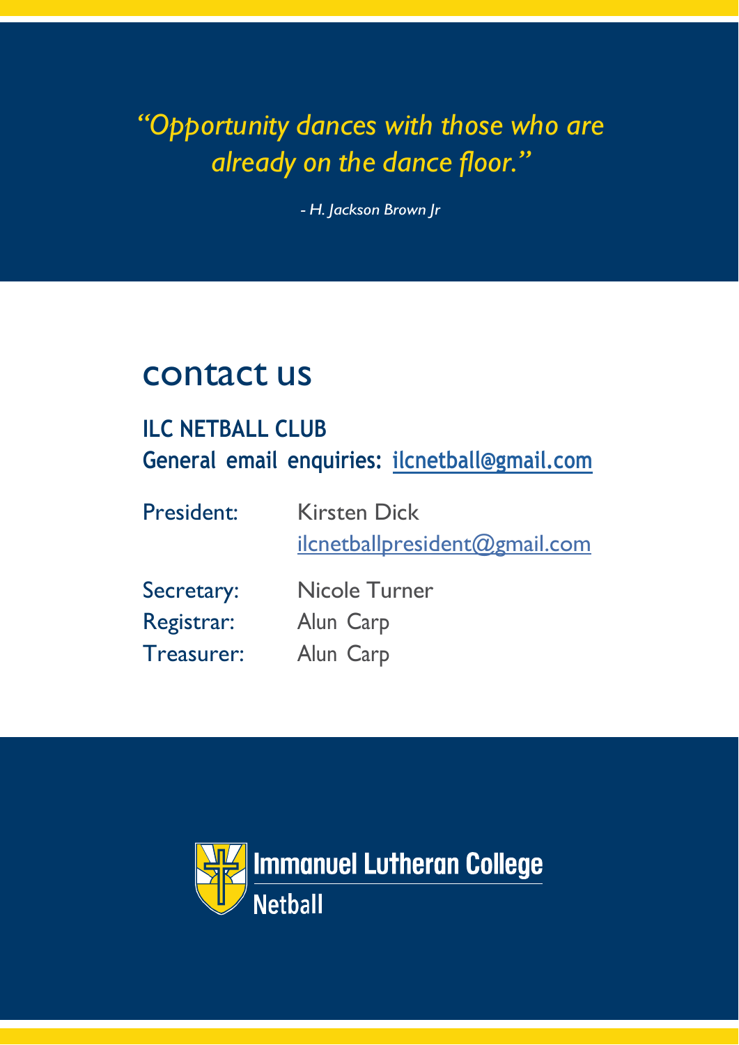*"Opportunity dances with those who are already on the dance floor."*

*- H. Jackson Brown Jr*

# contact us

**ILC NETBALL CLUB**

**General email enquiries: ilcnetball@gmail.com**

| | |
|---|---|
| President: | Kirsten Dick<br>ilcnetballpresident@gmail.com |
| Secretary: | Nicole Turner |
| Registrar: | Alun Carp |
| Treasurer: | Alun Carp |

Immanuel Lutheran College

Netball